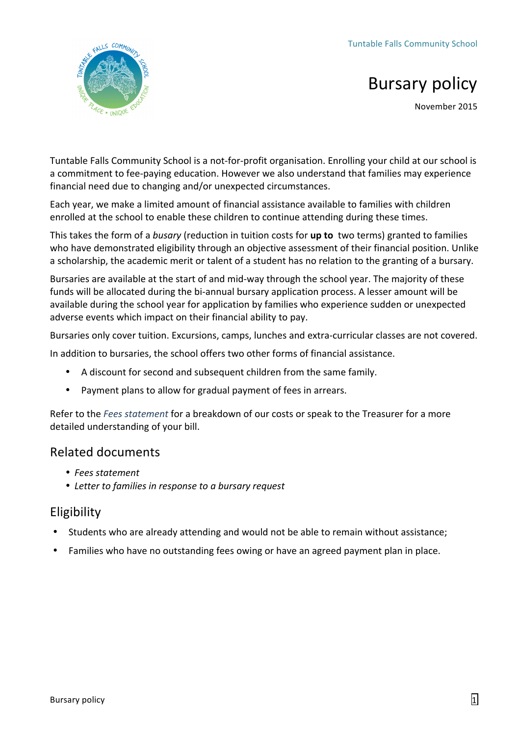Tuntable Falls Community School

# Bursary policy

November 2015

Tuntable Falls Community School is a not-for-profit organisation. Enrolling your child at our school is a commitment to fee-paying education. However we also understand that families may experience financial need due to changing and/or unexpected circumstances.

Each year, we make a limited amount of financial assistance available to families with children enrolled at the school to enable these children to continue attending during these times.

This takes the form of a *busary* (reduction in tuition costs for **up to** two terms) granted to families who have demonstrated eligibility through an objective assessment of their financial position. Unlike a scholarship, the academic merit or talent of a student has no relation to the granting of a bursary.

Bursaries are available at the start of and mid-way through the school year. The majority of these funds will be allocated during the bi-annual bursary application process. A lesser amount will be available during the school year for application by families who experience sudden or unexpected adverse events which impact on their financial ability to pay.

Bursaries only cover tuition. Excursions, camps, lunches and extra-curricular classes are not covered.

In addition to bursaries, the school offers two other forms of financial assistance.

- A discount for second and subsequent children from the same family.
- Payment plans to allow for gradual payment of fees in arrears.

Refer to the *Fees statement* for a breakdown of our costs or speak to the Treasurer for a more detailed understanding of your bill.

## Related documents

- *Fees statement*
- *Letter to families in response to a bursary request*

## Eligibility

- Students who are already attending and would not be able to remain without assistance;
- Families who have no outstanding fees owing or have an agreed payment plan in place.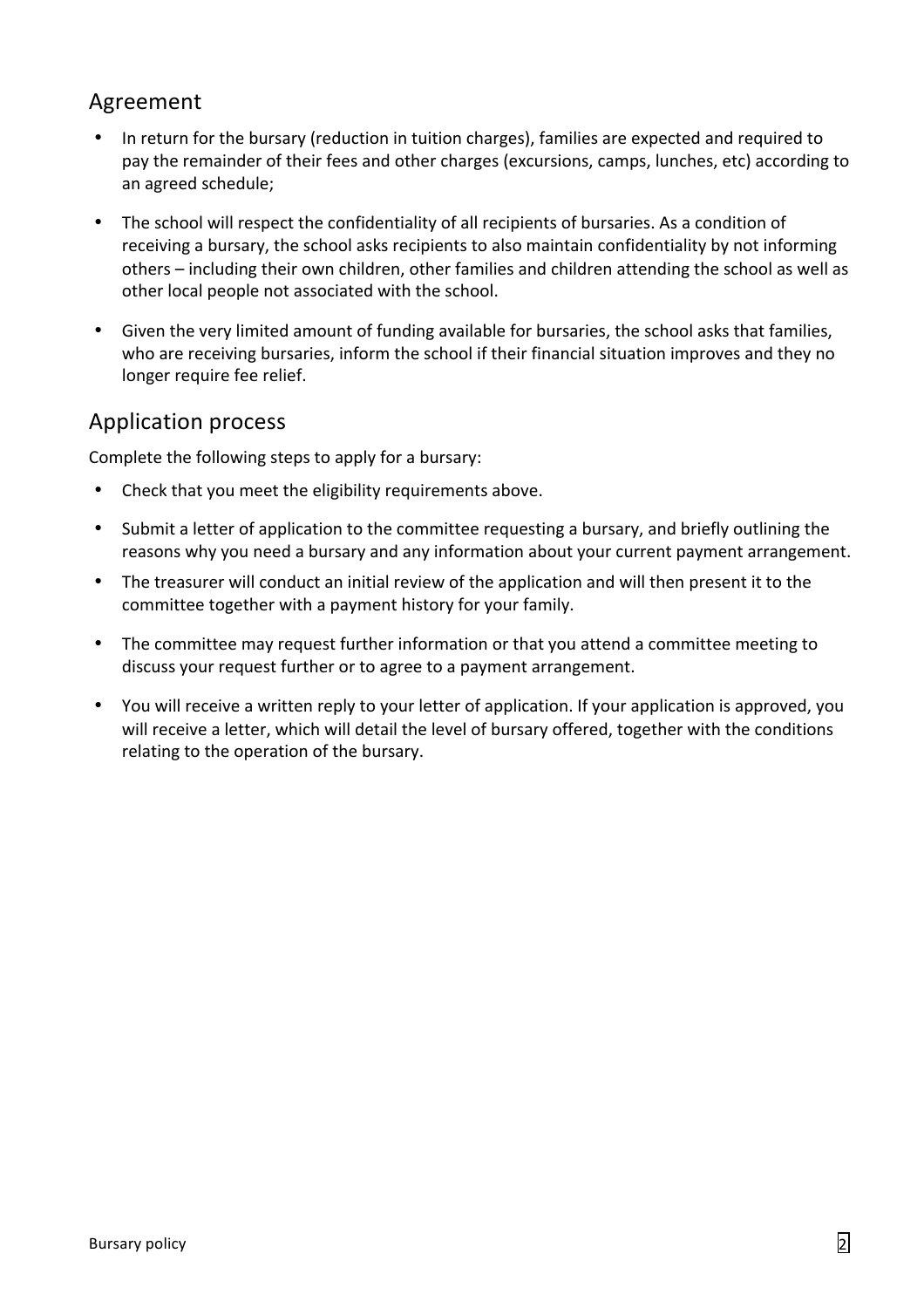## Agreement

- In return for the bursary (reduction in tuition charges), families are expected and required to pay the remainder of their fees and other charges (excursions, camps, lunches, etc) according to an agreed schedule;
- The school will respect the confidentiality of all recipients of bursaries. As a condition of receiving a bursary, the school asks recipients to also maintain confidentiality by not informing others – including their own children, other families and children attending the school as well as other local people not associated with the school.
- Given the very limited amount of funding available for bursaries, the school asks that families, who are receiving bursaries, inform the school if their financial situation improves and they no longer require fee relief.

## Application process

Complete the following steps to apply for a bursary:

- Check that you meet the eligibility requirements above.
- Submit a letter of application to the committee requesting a bursary, and briefly outlining the reasons why you need a bursary and any information about your current payment arrangement.
- The treasurer will conduct an initial review of the application and will then present it to the committee together with a payment history for your family.
- The committee may request further information or that you attend a committee meeting to discuss your request further or to agree to a payment arrangement.
- You will receive a written reply to your letter of application. If your application is approved, you will receive a letter, which will detail the level of bursary offered, together with the conditions relating to the operation of the bursary.